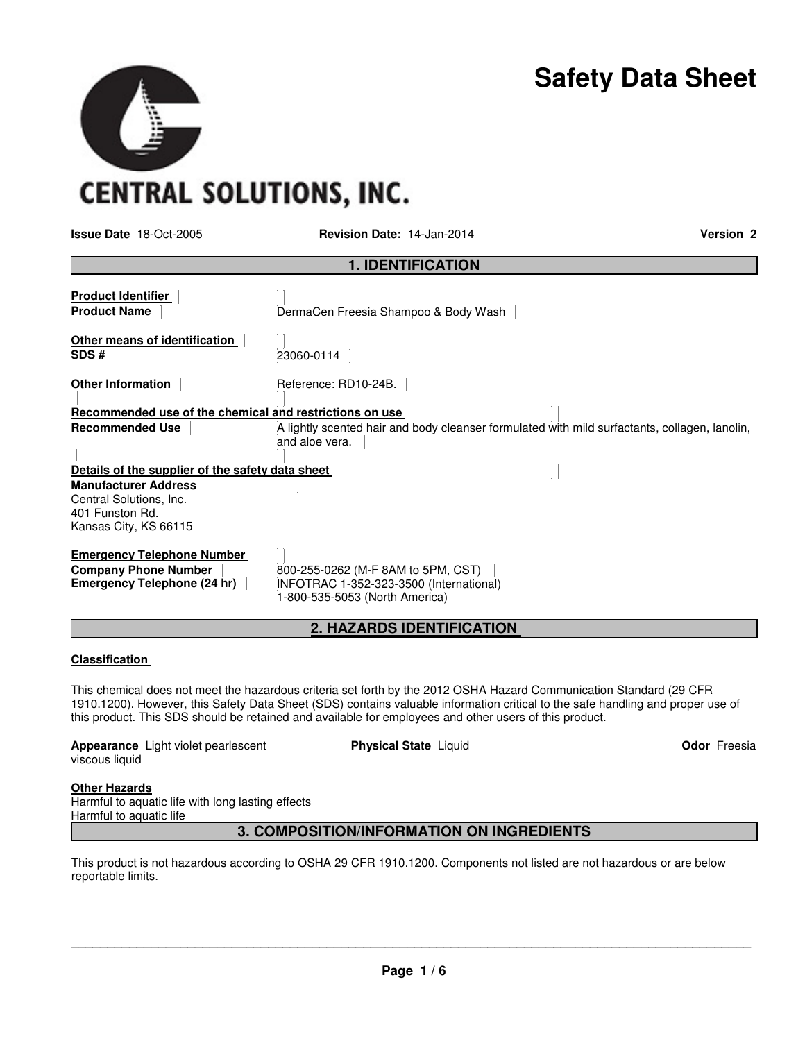**CENTRAL SOLUTIONS, INC.**

# Safety Data Sheet

**Issue Date** 18-Oct-2005 **Revision Date:** 14-Jan-2014 **Version 2**

## 1. IDENTIFICATION

**Product Identifier**

**Product Name** DermaCen Freesia Shampoo & Body Wash

**Other means of identification**

**SDS #** 23060-0114

**Other Information** Reference: RD10-24B.

**Recommended use of the chemical and restrictions on use**

**Recommended Use** A lightly scented hair and body cleanser formulated with mild surfactants, collagen, lanolin, and aloe vera.

**Details of the supplier of the safety data sheet**

**Manufacturer Address**
Central Solutions, Inc.
401 Funston Rd.
Kansas City, KS 66115

**Emergency Telephone Number**

**Company Phone Number** 800-255-0262 (M-F 8AM to 5PM, CST)

**Emergency Telephone (24 hr)** INFOTRAC 1-352-323-3500 (International)
1-800-535-5053 (North America)

## 2. HAZARDS IDENTIFICATION

**Classification**

This chemical does not meet the hazardous criteria set forth by the 2012 OSHA Hazard Communication Standard (29 CFR 1910.1200). However, this Safety Data Sheet (SDS) contains valuable information critical to the safe handling and proper use of this product. This SDS should be retained and available for employees and other users of this product.

**Appearance** Light violet pearlescent viscous liquid **Physical State** Liquid **Odor** Freesia

**Other Hazards**

Harmful to aquatic life with long lasting effects
Harmful to aquatic life

## 3. COMPOSITION/INFORMATION ON INGREDIENTS

This product is not hazardous according to OSHA 29 CFR 1910.1200. Components not listed are not hazardous or are below reportable limits.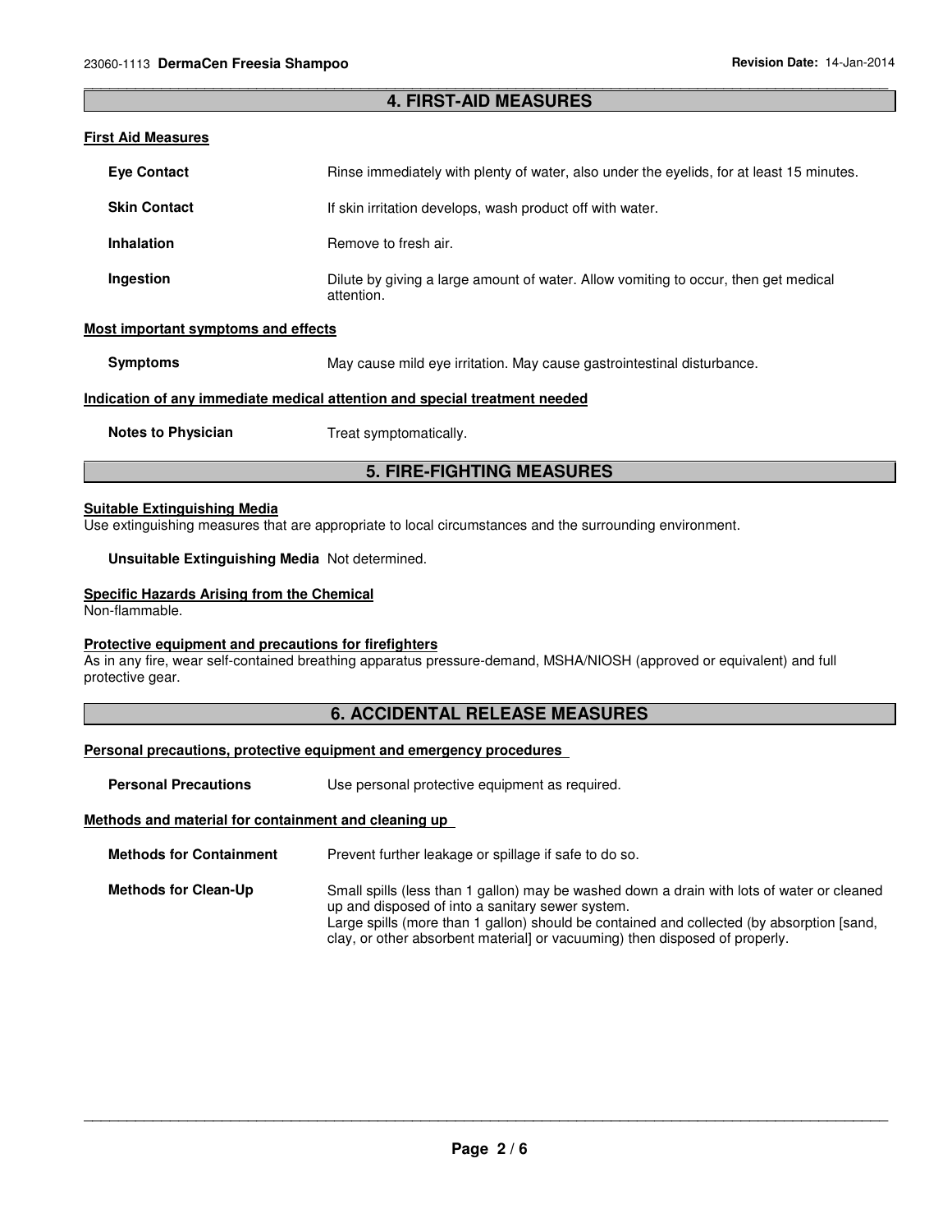## 4. FIRST-AID MEASURES

### First Aid Measures

**Eye Contact** Rinse immediately with plenty of water, also under the eyelids, for at least 15 minutes.

**Skin Contact** If skin irritation develops, wash product off with water.

**Inhalation** Remove to fresh air.

**Ingestion** Dilute by giving a large amount of water. Allow vomiting to occur, then get medical attention.

### Most important symptoms and effects

**Symptoms** May cause mild eye irritation. May cause gastrointestinal disturbance.

### Indication of any immediate medical attention and special treatment needed

**Notes to Physician** Treat symptomatically.

## 5. FIRE-FIGHTING MEASURES

### Suitable Extinguishing Media

Use extinguishing measures that are appropriate to local circumstances and the surrounding environment.

**Unsuitable Extinguishing Media** Not determined.

### Specific Hazards Arising from the Chemical

Non-flammable.

### Protective equipment and precautions for firefighters

As in any fire, wear self-contained breathing apparatus pressure-demand, MSHA/NIOSH (approved or equivalent) and full protective gear.

## 6. ACCIDENTAL RELEASE MEASURES

### Personal precautions, protective equipment and emergency procedures

**Personal Precautions** Use personal protective equipment as required.

### Methods and material for containment and cleaning up

**Methods for Containment** Prevent further leakage or spillage if safe to do so.

**Methods for Clean-Up** Small spills (less than 1 gallon) may be washed down a drain with lots of water or cleaned up and disposed of into a sanitary sewer system.
Large spills (more than 1 gallon) should be contained and collected (by absorption [sand, clay, or other absorbent material] or vacuuming) then disposed of properly.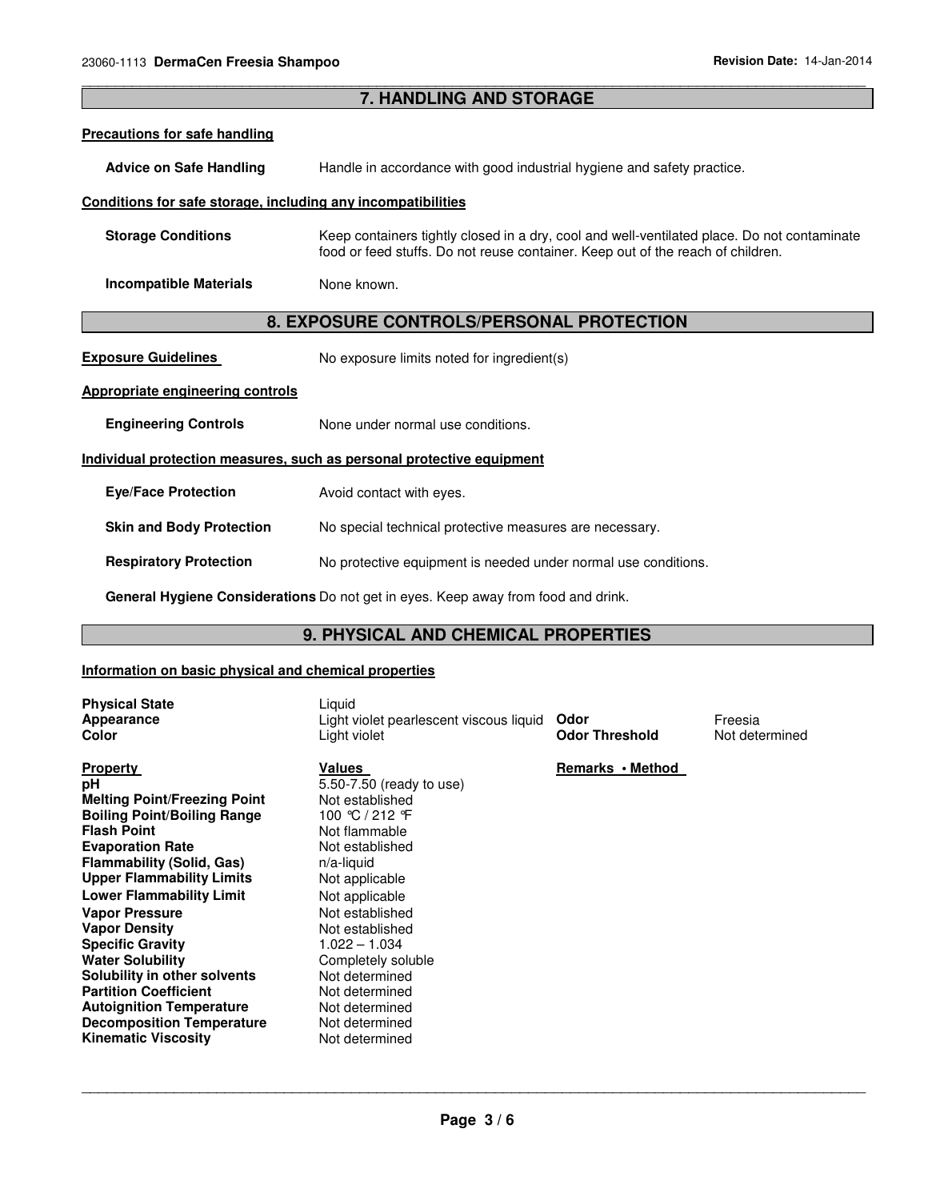## 7. HANDLING AND STORAGE

### Precautions for safe handling

**Advice on Safe Handling** Handle in accordance with good industrial hygiene and safety practice.

### Conditions for safe storage, including any incompatibilities

**Storage Conditions** Keep containers tightly closed in a dry, cool and well-ventilated place. Do not contaminate food or feed stuffs. Do not reuse container. Keep out of the reach of children.

**Incompatible Materials** None known.

## 8. EXPOSURE CONTROLS/PERSONAL PROTECTION

**Exposure Guidelines** No exposure limits noted for ingredient(s)

### Appropriate engineering controls

**Engineering Controls** None under normal use conditions.

### Individual protection measures, such as personal protective equipment

**Eye/Face Protection** Avoid contact with eyes.

**Skin and Body Protection** No special technical protective measures are necessary.

**Respiratory Protection** No protective equipment is needed under normal use conditions.

**General Hygiene Considerations** Do not get in eyes. Keep away from food and drink.

## 9. PHYSICAL AND CHEMICAL PROPERTIES

### Information on basic physical and chemical properties

| | | | |
|---|---|---|---|
| **Physical State** | Liquid | | |
| **Appearance** | Light violet pearlescent viscous liquid | **Odor** | Freesia |
| **Color** | Light violet | **Odor Threshold** | Not determined |

| **Property** | **Values** | **Remarks • Method** |
|---|---|---|
| **pH** | 5.50-7.50 (ready to use) | |
| **Melting Point/Freezing Point** | Not established | |
| **Boiling Point/Boiling Range** | 100 °C / 212 °F | |
| **Flash Point** | Not flammable | |
| **Evaporation Rate** | Not established | |
| **Flammability (Solid, Gas)** | n/a-liquid | |
| **Upper Flammability Limits** | Not applicable | |
| **Lower Flammability Limit** | Not applicable | |
| **Vapor Pressure** | Not established | |
| **Vapor Density** | Not established | |
| **Specific Gravity** | 1.022 – 1.034 | |
| **Water Solubility** | Completely soluble | |
| **Solubility in other solvents** | Not determined | |
| **Partition Coefficient** | Not determined | |
| **Autoignition Temperature** | Not determined | |
| **Decomposition Temperature** | Not determined | |
| **Kinematic Viscosity** | Not determined | |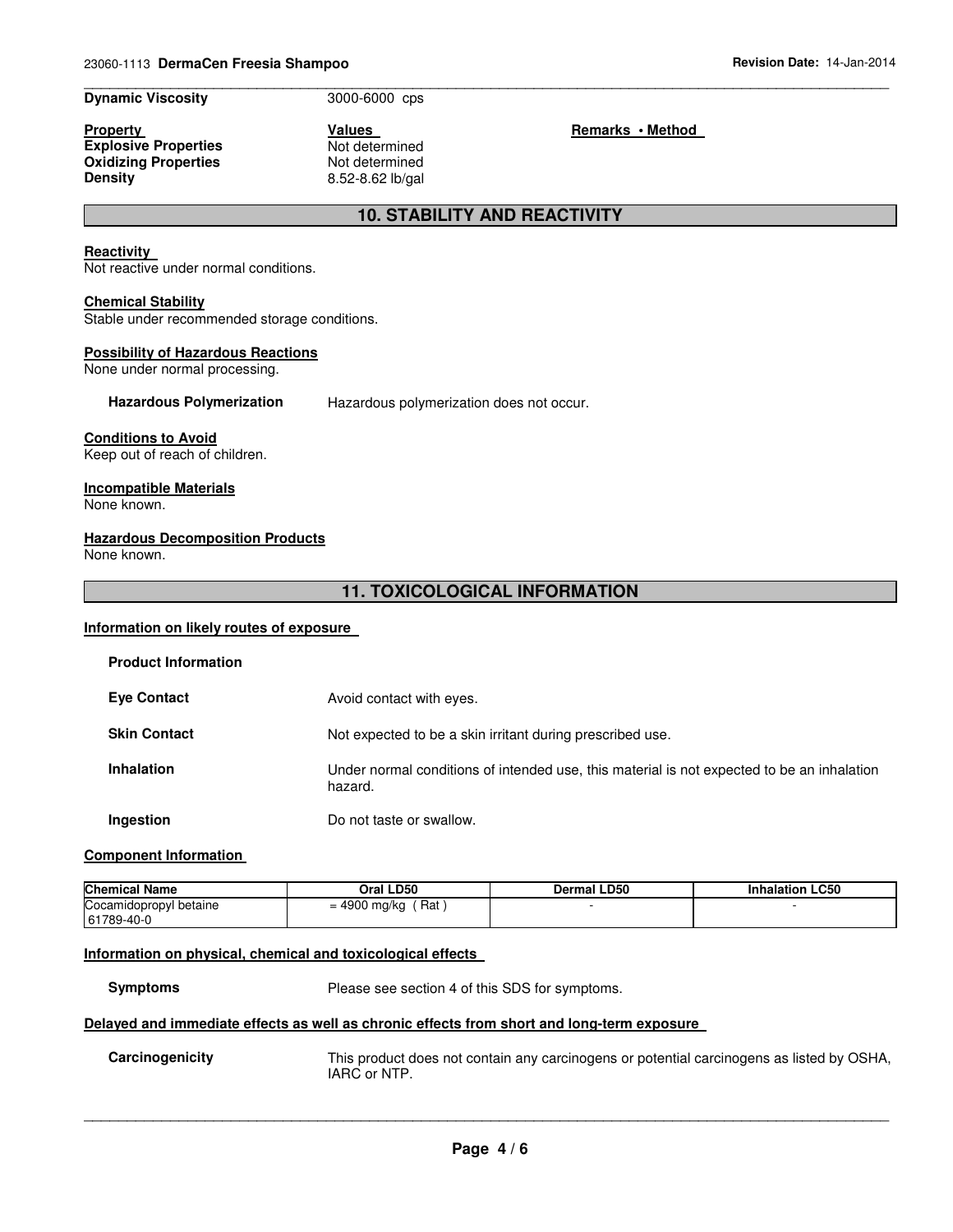**Dynamic Viscosity** 3000-6000 cps

| Property | Values | Remarks • Method |
|---|---|---|
| **Explosive Properties** | Not determined | |
| **Oxidizing Properties** | Not determined | |
| **Density** | 8.52-8.62 lb/gal | |

## 10. STABILITY AND REACTIVITY

**Reactivity**
Not reactive under normal conditions.

**Chemical Stability**
Stable under recommended storage conditions.

**Possibility of Hazardous Reactions**
None under normal processing.

**Hazardous Polymerization** Hazardous polymerization does not occur.

**Conditions to Avoid**
Keep out of reach of children.

**Incompatible Materials**
None known.

**Hazardous Decomposition Products**
None known.

## 11. TOXICOLOGICAL INFORMATION

**Information on likely routes of exposure**

**Product Information**

**Eye Contact** Avoid contact with eyes.

**Skin Contact** Not expected to be a skin irritant during prescribed use.

**Inhalation** Under normal conditions of intended use, this material is not expected to be an inhalation hazard.

**Ingestion** Do not taste or swallow.

**Component Information**

| Chemical Name | Oral LD50 | Dermal LD50 | Inhalation LC50 |
|---|---|---|---|
| Cocamidopropyl betaine 61789-40-0 | = 4900 mg/kg ( Rat ) | - | - |

**Information on physical, chemical and toxicological effects**

**Symptoms** Please see section 4 of this SDS for symptoms.

**Delayed and immediate effects as well as chronic effects from short and long-term exposure**

**Carcinogenicity** This product does not contain any carcinogens or potential carcinogens as listed by OSHA, IARC or NTP.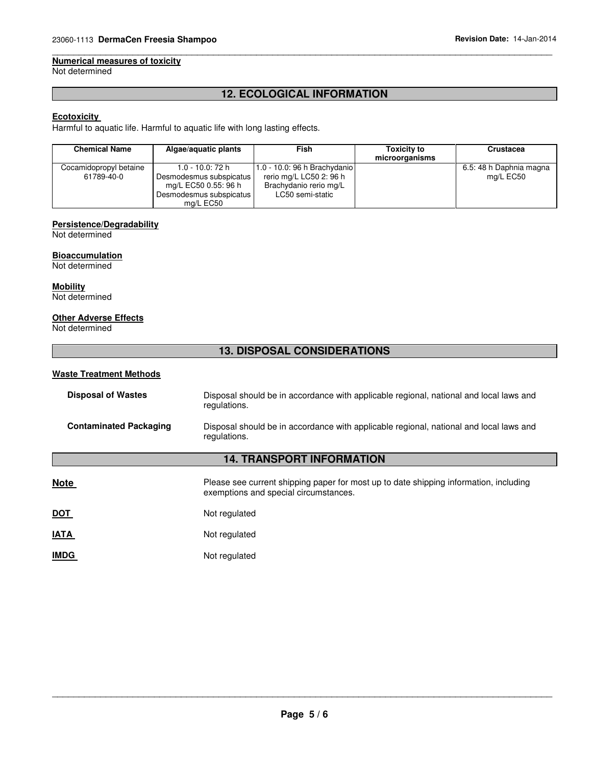**Numerical measures of toxicity**
Not determined

## 12. ECOLOGICAL INFORMATION

**Ecotoxicity**
Harmful to aquatic life. Harmful to aquatic life with long lasting effects.

| Chemical Name | Algae/aquatic plants | Fish | Toxicity to microorganisms | Crustacea |
|---|---|---|---|---|
| Cocamidopropyl betaine 61789-40-0 | 1.0 - 10.0: 72 h Desmodesmus subspicatus mg/L EC50 0.55: 96 h Desmodesmus subspicatus mg/L EC50 | 1.0 - 10.0: 96 h Brachydanio rerio mg/L LC50 2: 96 h Brachydanio rerio mg/L LC50 semi-static | | 6.5: 48 h Daphnia magna mg/L EC50 |

**Persistence/Degradability**
Not determined

**Bioaccumulation**
Not determined

**Mobility**
Not determined

**Other Adverse Effects**
Not determined

## 13. DISPOSAL CONSIDERATIONS

**Waste Treatment Methods**

**Disposal of Wastes** — Disposal should be in accordance with applicable regional, national and local laws and regulations.

**Contaminated Packaging** — Disposal should be in accordance with applicable regional, national and local laws and regulations.

## 14. TRANSPORT INFORMATION

**Note** — Please see current shipping paper for most up to date shipping information, including exemptions and special circumstances.

**DOT** — Not regulated

**IATA** — Not regulated

**IMDG** — Not regulated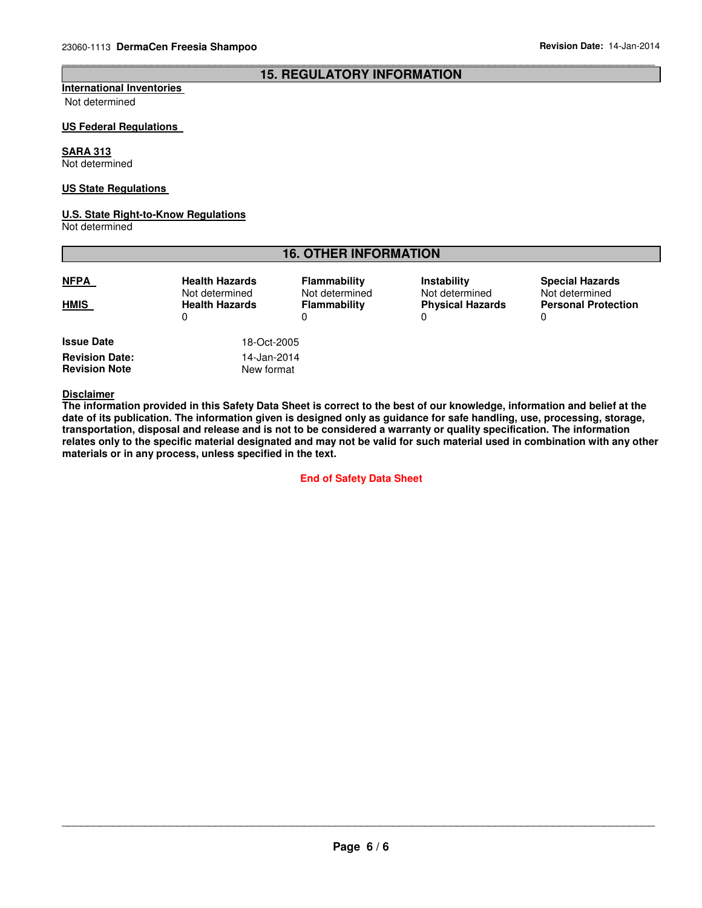## 15. REGULATORY INFORMATION

**International Inventories**

Not determined

**US Federal Regulations**

**SARA 313**

Not determined

**US State Regulations**

**U.S. State Right-to-Know Regulations**

Not determined

## 16. OTHER INFORMATION

| | | | | |
|---|---|---|---|---|
| **NFPA** | **Health Hazards**<br>Not determined | **Flammability**<br>Not determined | **Instability**<br>Not determined | **Special Hazards**<br>Not determined |
| **HMIS** | **Health Hazards**<br>0 | **Flammability**<br>0 | **Physical Hazards**<br>0 | **Personal Protection**<br>0 |

| | |
|---|---|
| **Issue Date** | 18-Oct-2005 |
| **Revision Date:** | 14-Jan-2014 |
| **Revision Note** | New format |

**Disclaimer**

**The information provided in this Safety Data Sheet is correct to the best of our knowledge, information and belief at the date of its publication. The information given is designed only as guidance for safe handling, use, processing, storage, transportation, disposal and release and is not to be considered a warranty or quality specification. The information relates only to the specific material designated and may not be valid for such material used in combination with any other materials or in any process, unless specified in the text.**

**End of Safety Data Sheet**